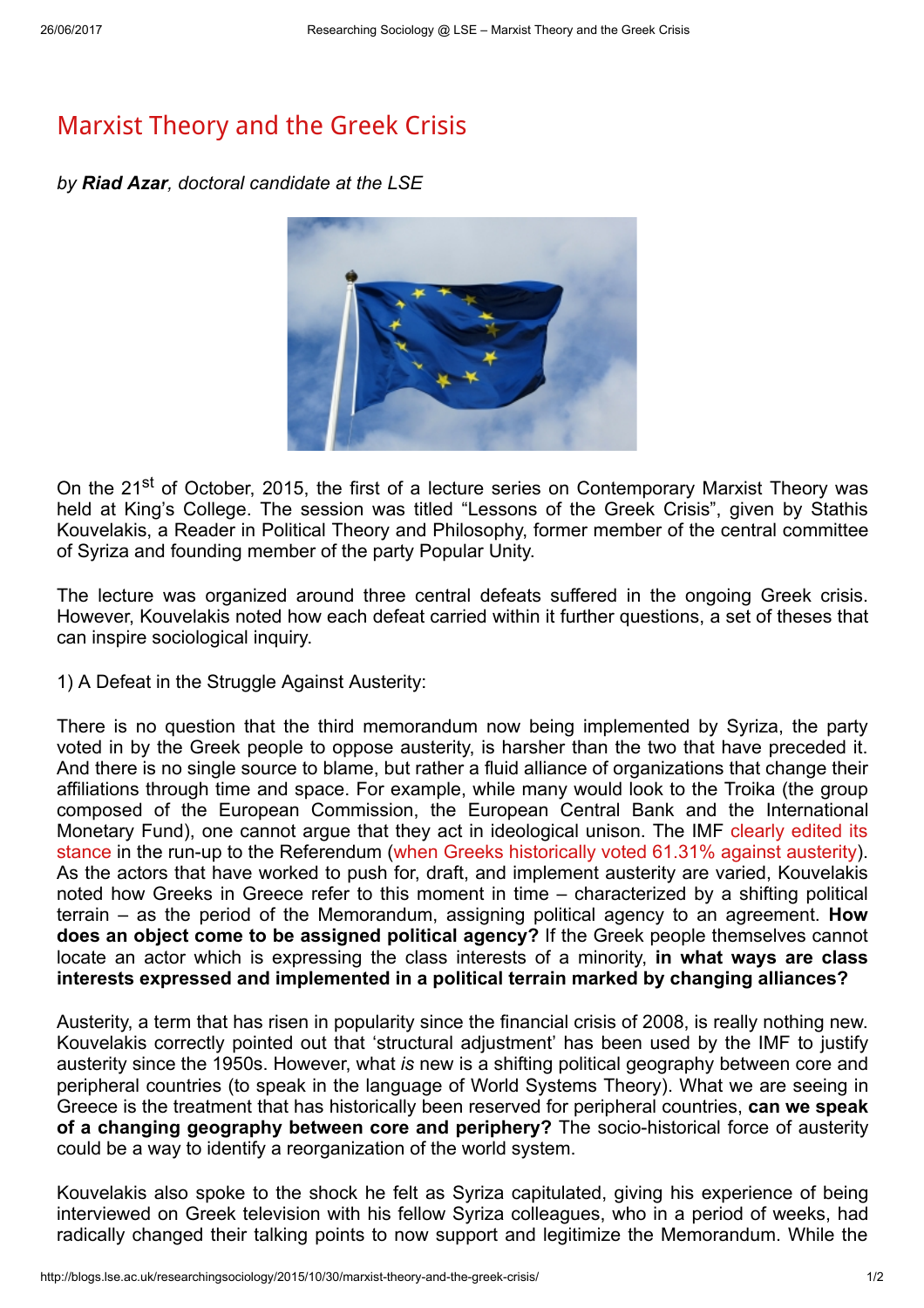# Marxist Theory and the Greek Crisis

*by **Riad Azar**, doctoral candidate at the LSE*

On the 21st of October, 2015, the first of a lecture series on Contemporary Marxist Theory was held at King's College. The session was titled "Lessons of the Greek Crisis", given by Stathis Kouvelakis, a Reader in Political Theory and Philosophy, former member of the central committee of Syriza and founding member of the party Popular Unity.

The lecture was organized around three central defeats suffered in the ongoing Greek crisis. However, Kouvelakis noted how each defeat carried within it further questions, a set of theses that can inspire sociological inquiry.

1) A Defeat in the Struggle Against Austerity:

There is no question that the third memorandum now being implemented by Syriza, the party voted in by the Greek people to oppose austerity, is harsher than the two that have preceded it. And there is no single source to blame, but rather a fluid alliance of organizations that change their affiliations through time and space. For example, while many would look to the Troika (the group composed of the European Commission, the European Central Bank and the International Monetary Fund), one cannot argue that they act in ideological unison. The IMF clearly edited its stance in the run-up to the Referendum (when Greeks historically voted 61.31% against austerity). As the actors that have worked to push for, draft, and implement austerity are varied, Kouvelakis noted how Greeks in Greece refer to this moment in time – characterized by a shifting political terrain – as the period of the Memorandum, assigning political agency to an agreement. **How does an object come to be assigned political agency?** If the Greek people themselves cannot locate an actor which is expressing the class interests of a minority, **in what ways are class interests expressed and implemented in a political terrain marked by changing alliances?**

Austerity, a term that has risen in popularity since the financial crisis of 2008, is really nothing new. Kouvelakis correctly pointed out that 'structural adjustment' has been used by the IMF to justify austerity since the 1950s. However, what *is* new is a shifting political geography between core and peripheral countries (to speak in the language of World Systems Theory). What we are seeing in Greece is the treatment that has historically been reserved for peripheral countries, **can we speak of a changing geography between core and periphery?** The socio-historical force of austerity could be a way to identify a reorganization of the world system.

Kouvelakis also spoke to the shock he felt as Syriza capitulated, giving his experience of being interviewed on Greek television with his fellow Syriza colleagues, who in a period of weeks, had radically changed their talking points to now support and legitimize the Memorandum. While the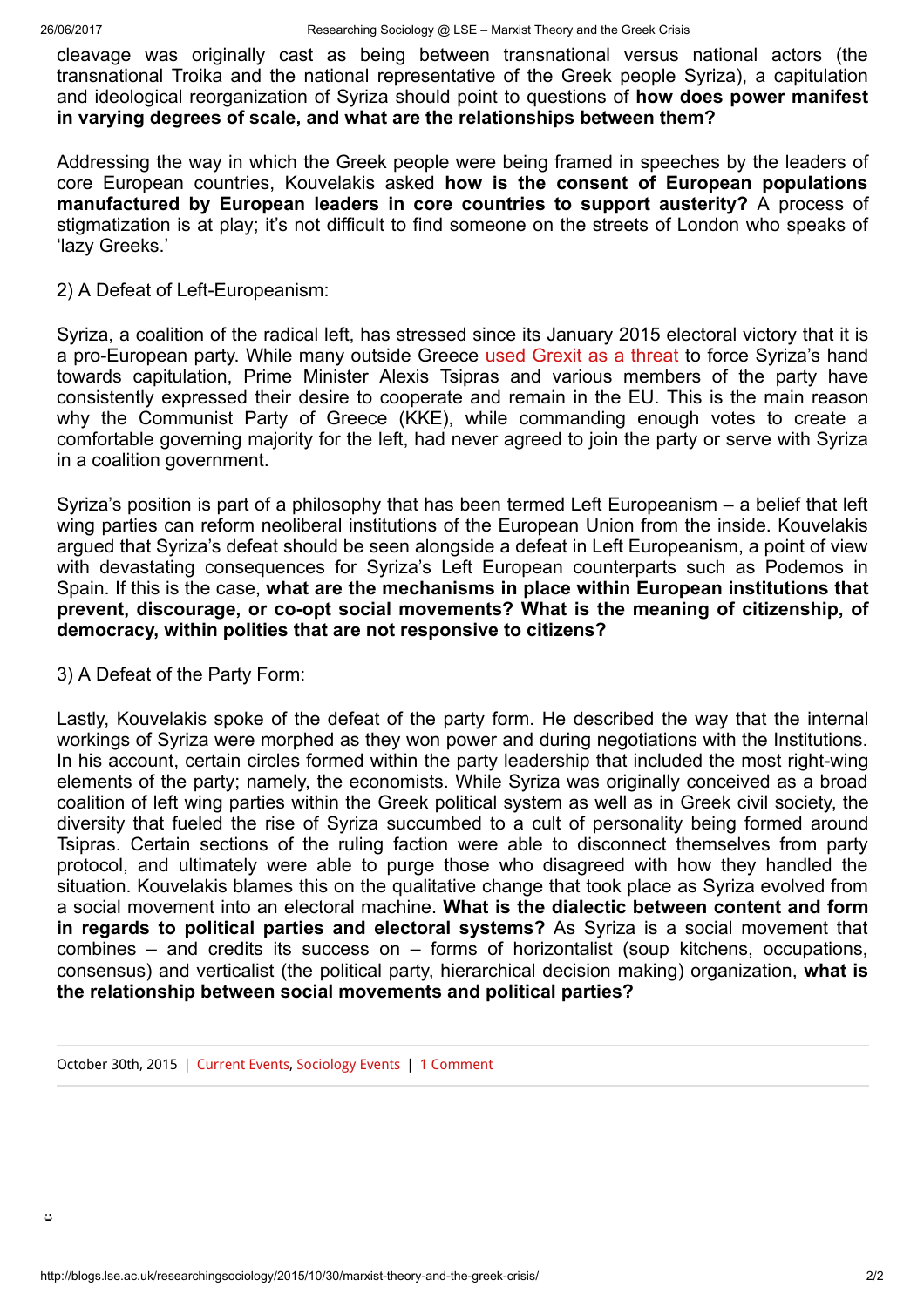cleavage was originally cast as being between transnational versus national actors (the transnational Troika and the national representative of the Greek people Syriza), a capitulation and ideological reorganization of Syriza should point to questions of **how does power manifest in varying degrees of scale, and what are the relationships between them?**

Addressing the way in which the Greek people were being framed in speeches by the leaders of core European countries, Kouvelakis asked **how is the consent of European populations manufactured by European leaders in core countries to support austerity?** A process of stigmatization is at play; it's not difficult to find someone on the streets of London who speaks of 'lazy Greeks.'

2) A Defeat of Left-Europeanism:

Syriza, a coalition of the radical left, has stressed since its January 2015 electoral victory that it is a pro-European party. While many outside Greece used Grexit as a threat to force Syriza's hand towards capitulation, Prime Minister Alexis Tsipras and various members of the party have consistently expressed their desire to cooperate and remain in the EU. This is the main reason why the Communist Party of Greece (KKE), while commanding enough votes to create a comfortable governing majority for the left, had never agreed to join the party or serve with Syriza in a coalition government.

Syriza's position is part of a philosophy that has been termed Left Europeanism – a belief that left wing parties can reform neoliberal institutions of the European Union from the inside. Kouvelakis argued that Syriza's defeat should be seen alongside a defeat in Left Europeanism, a point of view with devastating consequences for Syriza's Left European counterparts such as Podemos in Spain. If this is the case, **what are the mechanisms in place within European institutions that prevent, discourage, or co-opt social movements? What is the meaning of citizenship, of democracy, within polities that are not responsive to citizens?**

3) A Defeat of the Party Form:

Lastly, Kouvelakis spoke of the defeat of the party form. He described the way that the internal workings of Syriza were morphed as they won power and during negotiations with the Institutions. In his account, certain circles formed within the party leadership that included the most right-wing elements of the party; namely, the economists. While Syriza was originally conceived as a broad coalition of left wing parties within the Greek political system as well as in Greek civil society, the diversity that fueled the rise of Syriza succumbed to a cult of personality being formed around Tsipras. Certain sections of the ruling faction were able to disconnect themselves from party protocol, and ultimately were able to purge those who disagreed with how they handled the situation. Kouvelakis blames this on the qualitative change that took place as Syriza evolved from a social movement into an electoral machine. **What is the dialectic between content and form in regards to political parties and electoral systems?** As Syriza is a social movement that combines – and credits its success on – forms of horizontalist (soup kitchens, occupations, consensus) and verticalist (the political party, hierarchical decision making) organization, **what is the relationship between social movements and political parties?**

October 30th, 2015 | Current Events, Sociology Events | 1 Comment